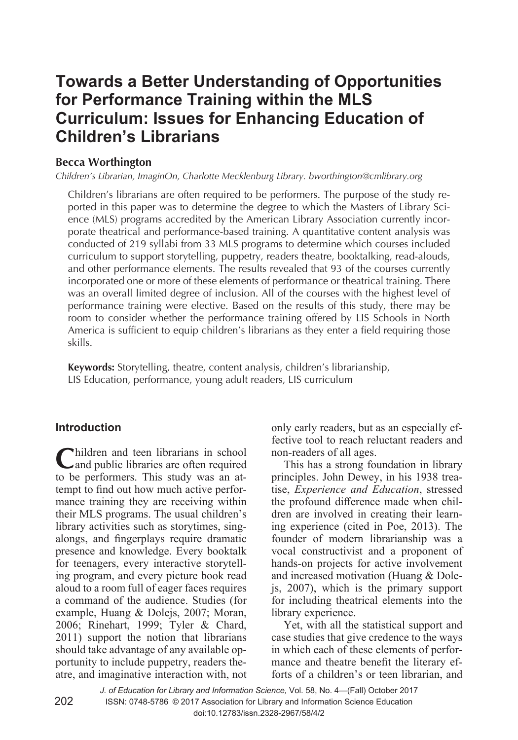# Towards a Better Understanding of Opportunities for Performance Training within the MLS Curriculum: Issues for Enhancing Education of Children's Librarians

**Becca Worthington**

*Children's Librarian, ImaginOn, Charlotte Mecklenburg Library. bworthington@cmlibrary.org*

Children's librarians are often required to be performers. The purpose of the study reported in this paper was to determine the degree to which the Masters of Library Science (MLS) programs accredited by the American Library Association currently incorporate theatrical and performance-based training. A quantitative content analysis was conducted of 219 syllabi from 33 MLS programs to determine which courses included curriculum to support storytelling, puppetry, readers theatre, booktalking, read-alouds, and other performance elements. The results revealed that 93 of the courses currently incorporated one or more of these elements of performance or theatrical training. There was an overall limited degree of inclusion. All of the courses with the highest level of performance training were elective. Based on the results of this study, there may be room to consider whether the performance training offered by LIS Schools in North America is sufficient to equip children's librarians as they enter a field requiring those skills.

**Keywords:** Storytelling, theatre, content analysis, children's librarianship, LIS Education, performance, young adult readers, LIS curriculum

## Introduction

Children and teen librarians in school and public libraries are often required to be performers. This study was an attempt to find out how much active performance training they are receiving within their MLS programs. The usual children's library activities such as storytimes, singalongs, and fingerplays require dramatic presence and knowledge. Every booktalk for teenagers, every interactive storytelling program, and every picture book read aloud to a room full of eager faces requires a command of the audience. Studies (for example, Huang & Dolejs, 2007; Moran, 2006; Rinehart, 1999; Tyler & Chard, 2011) support the notion that librarians should take advantage of any available opportunity to include puppetry, readers theatre, and imaginative interaction with, not only early readers, but as an especially effective tool to reach reluctant readers and non-readers of all ages.

This has a strong foundation in library principles. John Dewey, in his 1938 treatise, *Experience and Education*, stressed the profound difference made when children are involved in creating their learning experience (cited in Poe, 2013). The founder of modern librarianship was a vocal constructivist and a proponent of hands-on projects for active involvement and increased motivation (Huang & Dolejs, 2007), which is the primary support for including theatrical elements into the library experience.

Yet, with all the statistical support and case studies that give credence to the ways in which each of these elements of performance and theatre benefit the literary efforts of a children's or teen librarian, and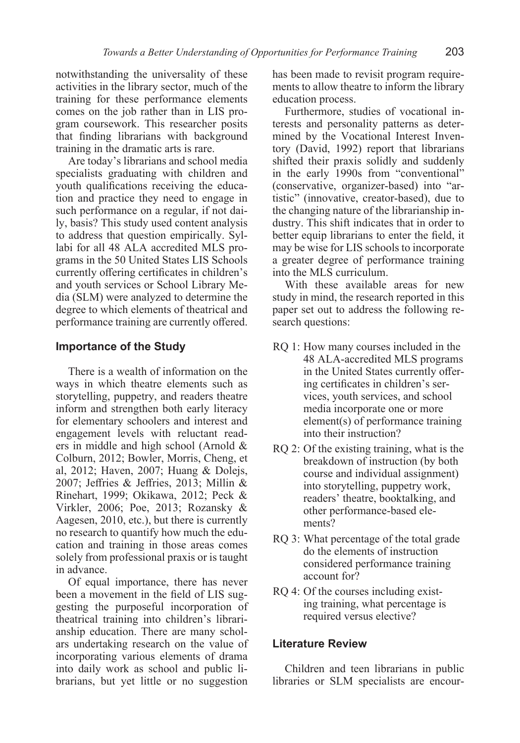notwithstanding the universality of these activities in the library sector, much of the training for these performance elements comes on the job rather than in LIS program coursework. This researcher posits that finding librarians with background training in the dramatic arts is rare.

Are today's librarians and school media specialists graduating with children and youth qualifications receiving the education and practice they need to engage in such performance on a regular, if not daily, basis? This study used content analysis to address that question empirically. Syllabi for all 48 ALA accredited MLS programs in the 50 United States LIS Schools currently offering certificates in children's and youth services or School Library Media (SLM) were analyzed to determine the degree to which elements of theatrical and performance training are currently offered.

## Importance of the Study

There is a wealth of information on the ways in which theatre elements such as storytelling, puppetry, and readers theatre inform and strengthen both early literacy for elementary schoolers and interest and engagement levels with reluctant readers in middle and high school (Arnold & Colburn, 2012; Bowler, Morris, Cheng, et al, 2012; Haven, 2007; Huang & Dolejs, 2007; Jeffries & Jeffries, 2013; Millin & Rinehart, 1999; Okikawa, 2012; Peck & Virkler, 2006; Poe, 2013; Rozansky & Aagesen, 2010, etc.), but there is currently no research to quantify how much the education and training in those areas comes solely from professional praxis or is taught in advance.

Of equal importance, there has never been a movement in the field of LIS suggesting the purposeful incorporation of theatrical training into children's librarianship education. There are many scholars undertaking research on the value of incorporating various elements of drama into daily work as school and public librarians, but yet little or no suggestion has been made to revisit program requirements to allow theatre to inform the library education process.

Furthermore, studies of vocational interests and personality patterns as determined by the Vocational Interest Inventory (David, 1992) report that librarians shifted their praxis solidly and suddenly in the early 1990s from "conventional" (conservative, organizer-based) into "artistic" (innovative, creator-based), due to the changing nature of the librarianship industry. This shift indicates that in order to better equip librarians to enter the field, it may be wise for LIS schools to incorporate a greater degree of performance training into the MLS curriculum.

With these available areas for new study in mind, the research reported in this paper set out to address the following research questions:

- RQ 1: How many courses included in the 48 ALA-accredited MLS programs in the United States currently offering certificates in children's services, youth services, and school media incorporate one or more element(s) of performance training into their instruction?
- RQ 2: Of the existing training, what is the breakdown of instruction (by both course and individual assignment) into storytelling, puppetry work, readers' theatre, booktalking, and other performance-based elements?
- RQ 3: What percentage of the total grade do the elements of instruction considered performance training account for?
- RQ 4: Of the courses including existing training, what percentage is required versus elective?

## Literature Review

Children and teen librarians in public libraries or SLM specialists are encour-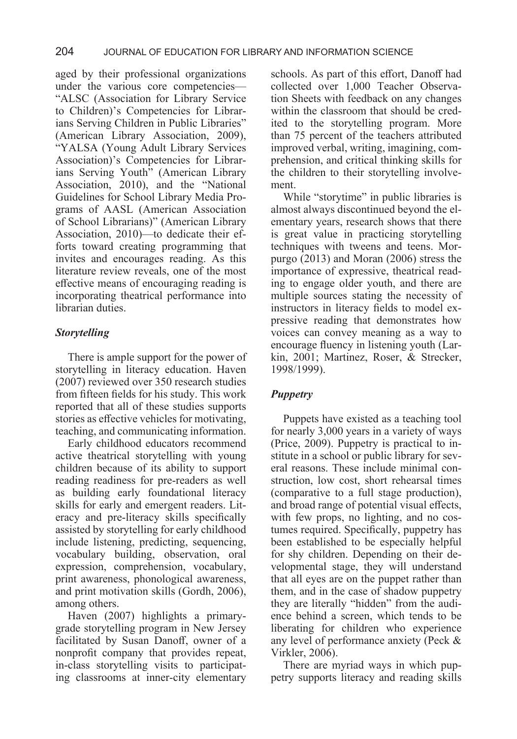aged by their professional organizations under the various core competencies—"ALSC (Association for Library Service to Children)'s Competencies for Librarians Serving Children in Public Libraries" (American Library Association, 2009), "YALSA (Young Adult Library Services Association)'s Competencies for Librarians Serving Youth" (American Library Association, 2010), and the "National Guidelines for School Library Media Programs of AASL (American Association of School Librarians)" (American Library Association, 2010)—to dedicate their efforts toward creating programming that invites and encourages reading. As this literature review reveals, one of the most effective means of encouraging reading is incorporating theatrical performance into librarian duties.

### *Storytelling*

There is ample support for the power of storytelling in literacy education. Haven (2007) reviewed over 350 research studies from fifteen fields for his study. This work reported that all of these studies supports stories as effective vehicles for motivating, teaching, and communicating information.

Early childhood educators recommend active theatrical storytelling with young children because of its ability to support reading readiness for pre-readers as well as building early foundational literacy skills for early and emergent readers. Literacy and pre-literacy skills specifically assisted by storytelling for early childhood include listening, predicting, sequencing, vocabulary building, observation, oral expression, comprehension, vocabulary, print awareness, phonological awareness, and print motivation skills (Gordh, 2006), among others.

Haven (2007) highlights a primary-grade storytelling program in New Jersey facilitated by Susan Danoff, owner of a nonprofit company that provides repeat, in-class storytelling visits to participating classrooms at inner-city elementary schools. As part of this effort, Danoff had collected over 1,000 Teacher Observation Sheets with feedback on any changes within the classroom that should be credited to the storytelling program. More than 75 percent of the teachers attributed improved verbal, writing, imagining, comprehension, and critical thinking skills for the children to their storytelling involvement.

While "storytime" in public libraries is almost always discontinued beyond the elementary years, research shows that there is great value in practicing storytelling techniques with tweens and teens. Morpurgo (2013) and Moran (2006) stress the importance of expressive, theatrical reading to engage older youth, and there are multiple sources stating the necessity of instructors in literacy fields to model expressive reading that demonstrates how voices can convey meaning as a way to encourage fluency in listening youth (Larkin, 2001; Martinez, Roser, & Strecker, 1998/1999).

### *Puppetry*

Puppets have existed as a teaching tool for nearly 3,000 years in a variety of ways (Price, 2009). Puppetry is practical to institute in a school or public library for several reasons. These include minimal construction, low cost, short rehearsal times (comparative to a full stage production), and broad range of potential visual effects, with few props, no lighting, and no costumes required. Specifically, puppetry has been established to be especially helpful for shy children. Depending on their developmental stage, they will understand that all eyes are on the puppet rather than them, and in the case of shadow puppetry they are literally "hidden" from the audience behind a screen, which tends to be liberating for children who experience any level of performance anxiety (Peck & Virkler, 2006).

There are myriad ways in which puppetry supports literacy and reading skills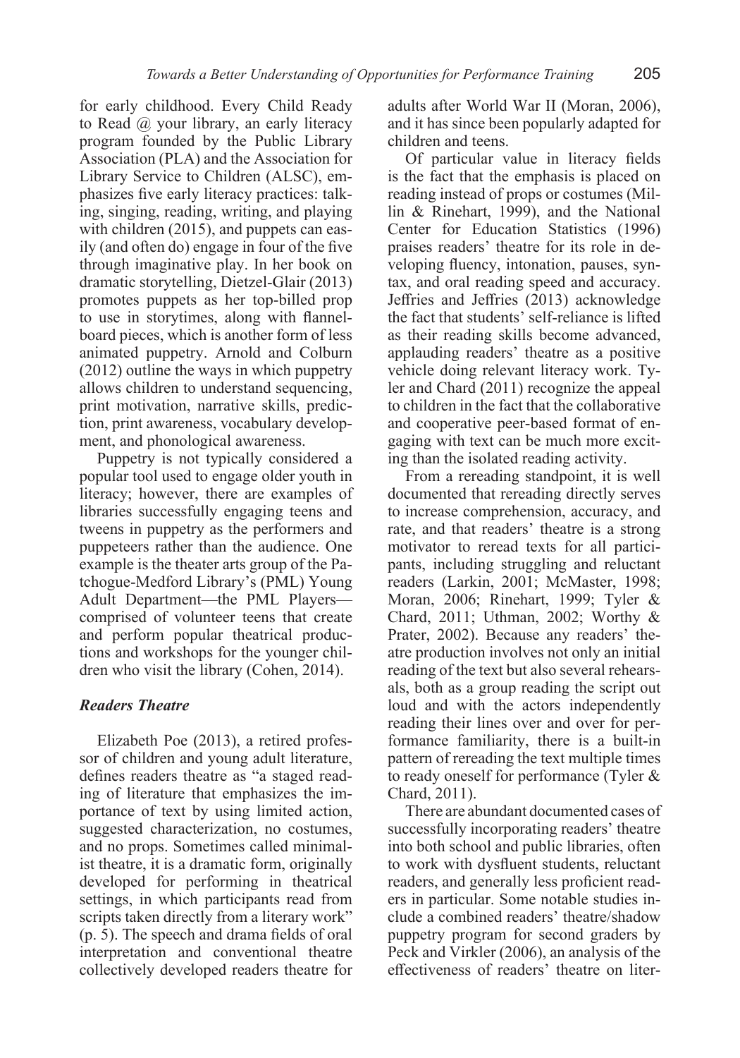for early childhood. Every Child Ready to Read @ your library, an early literacy program founded by the Public Library Association (PLA) and the Association for Library Service to Children (ALSC), emphasizes five early literacy practices: talking, singing, reading, writing, and playing with children (2015), and puppets can easily (and often do) engage in four of the five through imaginative play. In her book on dramatic storytelling, Dietzel-Glair (2013) promotes puppets as her top-billed prop to use in storytimes, along with flannelboard pieces, which is another form of less animated puppetry. Arnold and Colburn (2012) outline the ways in which puppetry allows children to understand sequencing, print motivation, narrative skills, prediction, print awareness, vocabulary development, and phonological awareness.

Puppetry is not typically considered a popular tool used to engage older youth in literacy; however, there are examples of libraries successfully engaging teens and tweens in puppetry as the performers and puppeteers rather than the audience. One example is the theater arts group of the Patchogue-Medford Library's (PML) Young Adult Department—the PML Players—comprised of volunteer teens that create and perform popular theatrical productions and workshops for the younger children who visit the library (Cohen, 2014).

### *Readers Theatre*

Elizabeth Poe (2013), a retired professor of children and young adult literature, defines readers theatre as "a staged reading of literature that emphasizes the importance of text by using limited action, suggested characterization, no costumes, and no props. Sometimes called minimalist theatre, it is a dramatic form, originally developed for performing in theatrical settings, in which participants read from scripts taken directly from a literary work" (p. 5). The speech and drama fields of oral interpretation and conventional theatre collectively developed readers theatre for adults after World War II (Moran, 2006), and it has since been popularly adapted for children and teens.

Of particular value in literacy fields is the fact that the emphasis is placed on reading instead of props or costumes (Millin & Rinehart, 1999), and the National Center for Education Statistics (1996) praises readers' theatre for its role in developing fluency, intonation, pauses, syntax, and oral reading speed and accuracy. Jeffries and Jeffries (2013) acknowledge the fact that students' self-reliance is lifted as their reading skills become advanced, applauding readers' theatre as a positive vehicle doing relevant literacy work. Tyler and Chard (2011) recognize the appeal to children in the fact that the collaborative and cooperative peer-based format of engaging with text can be much more exciting than the isolated reading activity.

From a rereading standpoint, it is well documented that rereading directly serves to increase comprehension, accuracy, and rate, and that readers' theatre is a strong motivator to reread texts for all participants, including struggling and reluctant readers (Larkin, 2001; McMaster, 1998; Moran, 2006; Rinehart, 1999; Tyler & Chard, 2011; Uthman, 2002; Worthy & Prater, 2002). Because any readers' theatre production involves not only an initial reading of the text but also several rehearsals, both as a group reading the script out loud and with the actors independently reading their lines over and over for performance familiarity, there is a built-in pattern of rereading the text multiple times to ready oneself for performance (Tyler & Chard, 2011).

There are abundant documented cases of successfully incorporating readers' theatre into both school and public libraries, often to work with dysfluent students, reluctant readers, and generally less proficient readers in particular. Some notable studies include a combined readers' theatre/shadow puppetry program for second graders by Peck and Virkler (2006), an analysis of the effectiveness of readers' theatre on liter-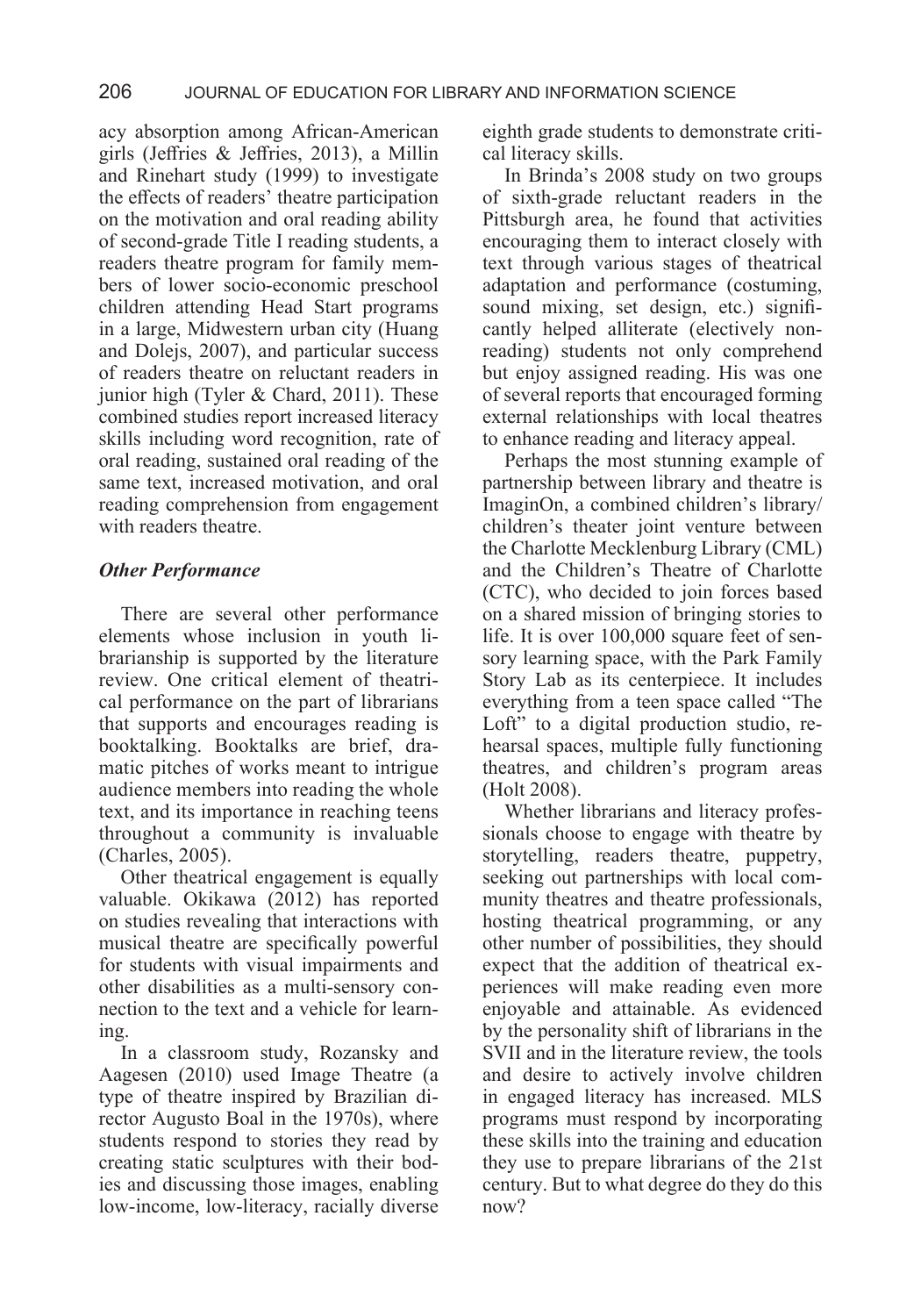acy absorption among African-American girls (Jeffries & Jeffries, 2013), a Millin and Rinehart study (1999) to investigate the effects of readers' theatre participation on the motivation and oral reading ability of second-grade Title I reading students, a readers theatre program for family members of lower socio-economic preschool children attending Head Start programs in a large, Midwestern urban city (Huang and Dolejs, 2007), and particular success of readers theatre on reluctant readers in junior high (Tyler & Chard, 2011). These combined studies report increased literacy skills including word recognition, rate of oral reading, sustained oral reading of the same text, increased motivation, and oral reading comprehension from engagement with readers theatre.

### *Other Performance*

There are several other performance elements whose inclusion in youth librarianship is supported by the literature review. One critical element of theatrical performance on the part of librarians that supports and encourages reading is booktalking. Booktalks are brief, dramatic pitches of works meant to intrigue audience members into reading the whole text, and its importance in reaching teens throughout a community is invaluable (Charles, 2005).

Other theatrical engagement is equally valuable. Okikawa (2012) has reported on studies revealing that interactions with musical theatre are specifically powerful for students with visual impairments and other disabilities as a multi-sensory connection to the text and a vehicle for learning.

In a classroom study, Rozansky and Aagesen (2010) used Image Theatre (a type of theatre inspired by Brazilian director Augusto Boal in the 1970s), where students respond to stories they read by creating static sculptures with their bodies and discussing those images, enabling low-income, low-literacy, racially diverse eighth grade students to demonstrate critical literacy skills.

In Brinda's 2008 study on two groups of sixth-grade reluctant readers in the Pittsburgh area, he found that activities encouraging them to interact closely with text through various stages of theatrical adaptation and performance (costuming, sound mixing, set design, etc.) significantly helped aliterate (electively non-reading) students not only comprehend but enjoy assigned reading. His was one of several reports that encouraged forming external relationships with local theatres to enhance reading and literacy appeal.

Perhaps the most stunning example of partnership between library and theatre is ImaginOn, a combined children's library/children's theater joint venture between the Charlotte Mecklenburg Library (CML) and the Children's Theatre of Charlotte (CTC), who decided to join forces based on a shared mission of bringing stories to life. It is over 100,000 square feet of sensory learning space, with the Park Family Story Lab as its centerpiece. It includes everything from a teen space called "The Loft" to a digital production studio, rehearsal spaces, multiple fully functioning theatres, and children's program areas (Holt 2008).

Whether librarians and literacy professionals choose to engage with theatre by storytelling, readers theatre, puppetry, seeking out partnerships with local community theatres and theatre professionals, hosting theatrical programming, or any other number of possibilities, they should expect that the addition of theatrical experiences will make reading even more enjoyable and attainable. As evidenced by the personality shift of librarians in the SVII and in the literature review, the tools and desire to actively involve children in engaged literacy has increased. MLS programs must respond by incorporating these skills into the training and education they use to prepare librarians of the 21st century. But to what degree do they do this now?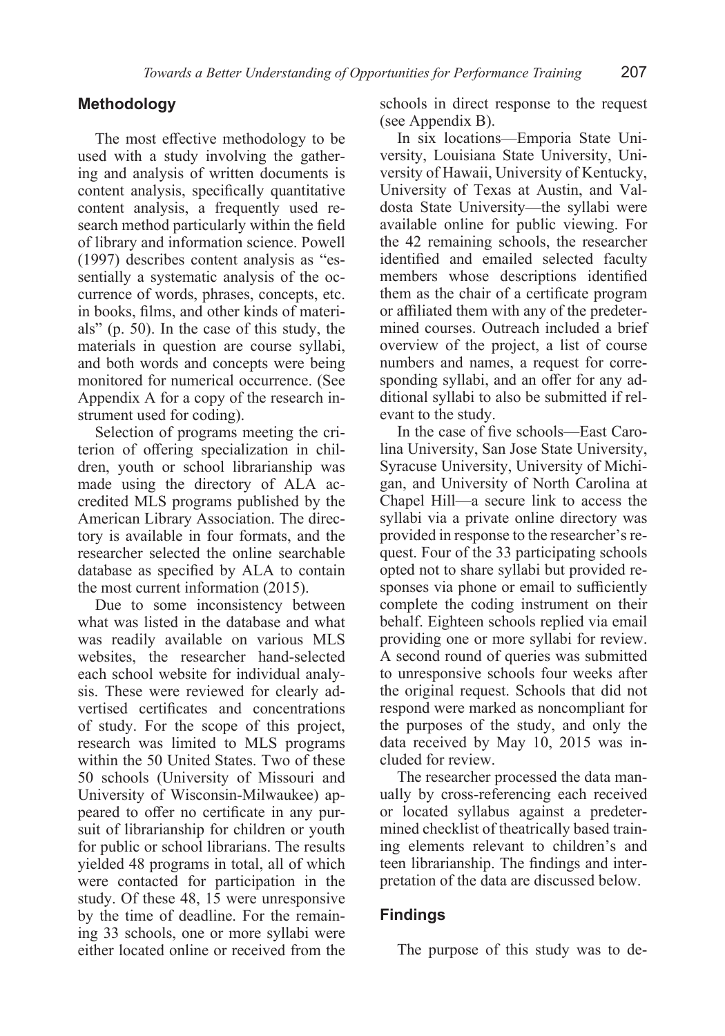## Methodology

The most effective methodology to be used with a study involving the gathering and analysis of written documents is content analysis, specifically quantitative content analysis, a frequently used research method particularly within the field of library and information science. Powell (1997) describes content analysis as "essentially a systematic analysis of the occurrence of words, phrases, concepts, etc. in books, films, and other kinds of materials" (p. 50). In the case of this study, the materials in question are course syllabi, and both words and concepts were being monitored for numerical occurrence. (See Appendix A for a copy of the research instrument used for coding).

Selection of programs meeting the criterion of offering specialization in children, youth or school librarianship was made using the directory of ALA accredited MLS programs published by the American Library Association. The directory is available in four formats, and the researcher selected the online searchable database as specified by ALA to contain the most current information (2015).

Due to some inconsistency between what was listed in the database and what was readily available on various MLS websites, the researcher hand-selected each school website for individual analysis. These were reviewed for clearly advertised certificates and concentrations of study. For the scope of this project, research was limited to MLS programs within the 50 United States. Two of these 50 schools (University of Missouri and University of Wisconsin-Milwaukee) appeared to offer no certificate in any pursuit of librarianship for children or youth for public or school librarians. The results yielded 48 programs in total, all of which were contacted for participation in the study. Of these 48, 15 were unresponsive by the time of deadline. For the remaining 33 schools, one or more syllabi were either located online or received from the schools in direct response to the request (see Appendix B).

In six locations—Emporia State University, Louisiana State University, University of Hawaii, University of Kentucky, University of Texas at Austin, and Valdosta State University—the syllabi were available online for public viewing. For the 42 remaining schools, the researcher identified and emailed selected faculty members whose descriptions identified them as the chair of a certificate program or affiliated them with any of the predetermined courses. Outreach included a brief overview of the project, a list of course numbers and names, a request for corresponding syllabi, and an offer for any additional syllabi to also be submitted if relevant to the study.

In the case of five schools—East Carolina University, San Jose State University, Syracuse University, University of Michigan, and University of North Carolina at Chapel Hill—a secure link to access the syllabi via a private online directory was provided in response to the researcher's request. Four of the 33 participating schools opted not to share syllabi but provided responses via phone or email to sufficiently complete the coding instrument on their behalf. Eighteen schools replied via email providing one or more syllabi for review. A second round of queries was submitted to unresponsive schools four weeks after the original request. Schools that did not respond were marked as noncompliant for the purposes of the study, and only the data received by May 10, 2015 was included for review.

The researcher processed the data manually by cross-referencing each received or located syllabus against a predetermined checklist of theatrically based training elements relevant to children's and teen librarianship. The findings and interpretation of the data are discussed below.

## Findings

The purpose of this study was to de-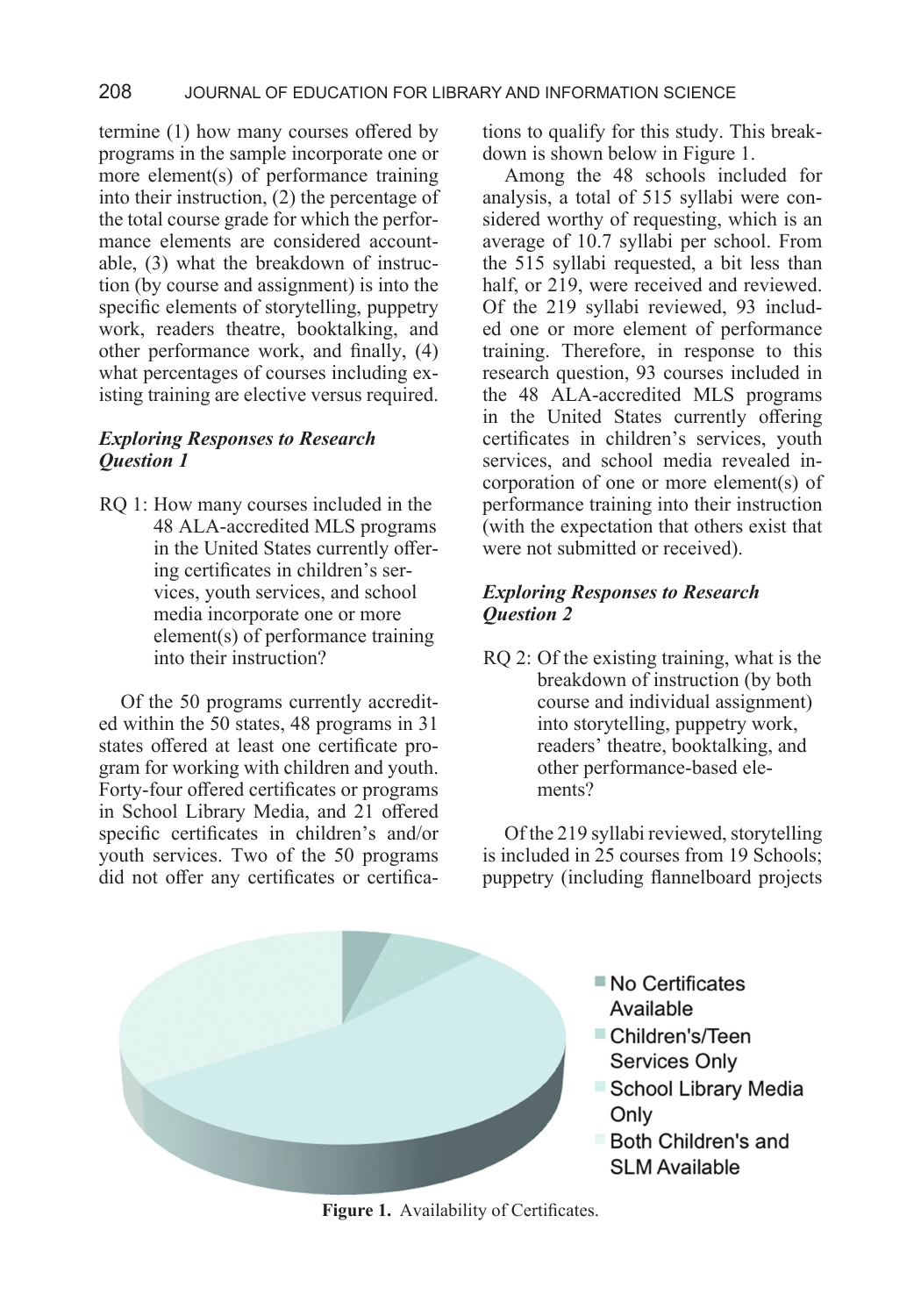termine (1) how many courses offered by programs in the sample incorporate one or more element(s) of performance training into their instruction, (2) the percentage of the total course grade for which the performance elements are considered accountable, (3) what the breakdown of instruction (by course and assignment) is into the specific elements of storytelling, puppetry work, readers theatre, booktalking, and other performance work, and finally, (4) what percentages of courses including existing training are elective versus required.

### *Exploring Responses to Research Question 1*

RQ 1: How many courses included in the 48 ALA-accredited MLS programs in the United States currently offering certificates in children's services, youth services, and school media incorporate one or more element(s) of performance training into their instruction?

Of the 50 programs currently accredited within the 50 states, 48 programs in 31 states offered at least one certificate program for working with children and youth. Forty-four offered certificates or programs in School Library Media, and 21 offered specific certificates in children's and/or youth services. Two of the 50 programs did not offer any certificates or certifications to qualify for this study. This breakdown is shown below in Figure 1.

Among the 48 schools included for analysis, a total of 515 syllabi were considered worthy of requesting, which is an average of 10.7 syllabi per school. From the 515 syllabi requested, a bit less than half, or 219, were received and reviewed. Of the 219 syllabi reviewed, 93 included one or more element of performance training. Therefore, in response to this research question, 93 courses included in the 48 ALA-accredited MLS programs in the United States currently offering certificates in children's services, youth services, and school media revealed incorporation of one or more element(s) of performance training into their instruction (with the expectation that others exist that were not submitted or received).

### *Exploring Responses to Research Question 2*

RQ 2: Of the existing training, what is the breakdown of instruction (by both course and individual assignment) into storytelling, puppetry work, readers' theatre, booktalking, and other performance-based elements?

Of the 219 syllabi reviewed, storytelling is included in 25 courses from 19 Schools; puppetry (including flannelboard projects

- No Certificates Available
- Children's/Teen Services Only
- School Library Media Only
- Both Children's and SLM Available

**Figure 1.** Availability of Certificates.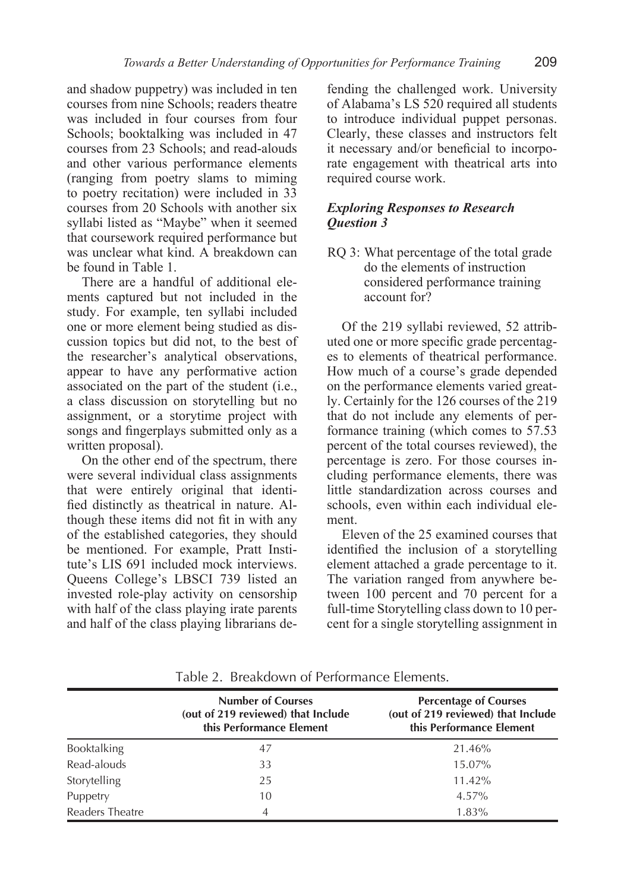and shadow puppetry) was included in ten courses from nine Schools; readers theatre was included in four courses from four Schools; booktalking was included in 47 courses from 23 Schools; and read-alouds and other various performance elements (ranging from poetry slams to miming to poetry recitation) were included in 33 courses from 20 Schools with another six syllabi listed as "Maybe" when it seemed that coursework required performance but was unclear what kind. A breakdown can be found in Table 1.

There are a handful of additional elements captured but not included in the study. For example, ten syllabi included one or more element being studied as discussion topics but did not, to the best of the researcher's analytical observations, appear to have any performative action associated on the part of the student (i.e., a class discussion on storytelling but no assignment, or a storytime project with songs and fingerplays submitted only as a written proposal).

On the other end of the spectrum, there were several individual class assignments that were entirely original that identified distinctly as theatrical in nature. Although these items did not fit in with any of the established categories, they should be mentioned. For example, Pratt Institute's LIS 691 included mock interviews. Queens College's LBSCI 739 listed an invested role-play activity on censorship with half of the class playing irate parents and half of the class playing librarians defending the challenged work. University of Alabama's LS 520 required all students to introduce individual puppet personas. Clearly, these classes and instructors felt it necessary and/or beneficial to incorporate engagement with theatrical arts into required course work.

### *Exploring Responses to Research Question 3*

RQ 3: What percentage of the total grade do the elements of instruction considered performance training account for?

Of the 219 syllabi reviewed, 52 attributed one or more specific grade percentages to elements of theatrical performance. How much of a course's grade depended on the performance elements varied greatly. Certainly for the 126 courses of the 219 that do not include any elements of performance training (which comes to 57.53 percent of the total courses reviewed), the percentage is zero. For those courses including performance elements, there was little standardization across courses and schools, even within each individual element.

Eleven of the 25 examined courses that identified the inclusion of a storytelling element attached a grade percentage to it. The variation ranged from anywhere between 100 percent and 70 percent for a full-time Storytelling class down to 10 percent for a single storytelling assignment in

Table 2. Breakdown of Performance Elements.

| | Number of Courses (out of 219 reviewed) that Include this Performance Element | Percentage of Courses (out of 219 reviewed) that Include this Performance Element |
|---|---|---|
| Booktalking | 47 | 21.46% |
| Read-alouds | 33 | 15.07% |
| Storytelling | 25 | 11.42% |
| Puppetry | 10 | 4.57% |
| Readers Theatre | 4 | 1.83% |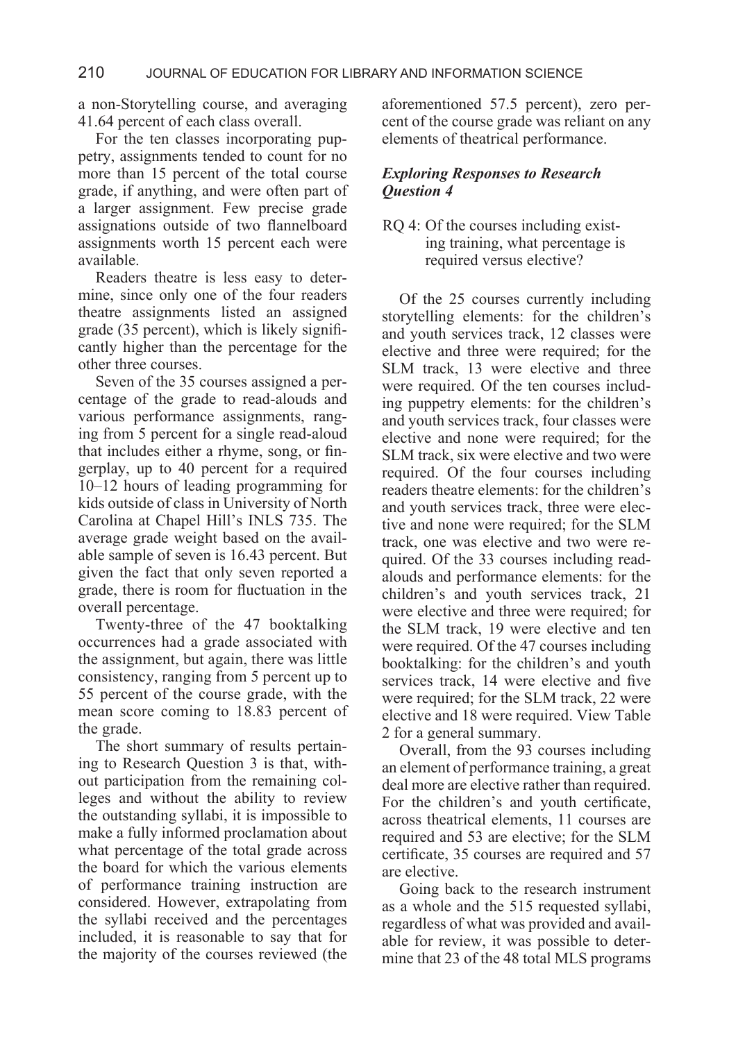a non-Storytelling course, and averaging 41.64 percent of each class overall.

For the ten classes incorporating puppetry, assignments tended to count for no more than 15 percent of the total course grade, if anything, and were often part of a larger assignment. Few precise grade assignations outside of two flannelboard assignments worth 15 percent each were available.

Readers theatre is less easy to determine, since only one of the four readers theatre assignments listed an assigned grade (35 percent), which is likely significantly higher than the percentage for the other three courses.

Seven of the 35 courses assigned a percentage of the grade to read-alouds and various performance assignments, ranging from 5 percent for a single read-aloud that includes either a rhyme, song, or fingerplay, up to 40 percent for a required 10–12 hours of leading programming for kids outside of class in University of North Carolina at Chapel Hill's INLS 735. The average grade weight based on the available sample of seven is 16.43 percent. But given the fact that only seven reported a grade, there is room for fluctuation in the overall percentage.

Twenty-three of the 47 booktalking occurrences had a grade associated with the assignment, but again, there was little consistency, ranging from 5 percent up to 55 percent of the course grade, with the mean score coming to 18.83 percent of the grade.

The short summary of results pertaining to Research Question 3 is that, without participation from the remaining colleges and without the ability to review the outstanding syllabi, it is impossible to make a fully informed proclamation about what percentage of the total grade across the board for which the various elements of performance training instruction are considered. However, extrapolating from the syllabi received and the percentages included, it is reasonable to say that for the majority of the courses reviewed (the aforementioned 57.5 percent), zero percent of the course grade was reliant on any elements of theatrical performance.

### *Exploring Responses to Research Question 4*

RQ 4: Of the courses including existing training, what percentage is required versus elective?

Of the 25 courses currently including storytelling elements: for the children's and youth services track, 12 classes were elective and three were required; for the SLM track, 13 were elective and three were required. Of the ten courses including puppetry elements: for the children's and youth services track, four classes were elective and none were required; for the SLM track, six were elective and two were required. Of the four courses including readers theatre elements: for the children's and youth services track, three were elective and none were required; for the SLM track, one was elective and two were required. Of the 33 courses including read-alouds and performance elements: for the children's and youth services track, 21 were elective and three were required; for the SLM track, 19 were elective and ten were required. Of the 47 courses including booktalking: for the children's and youth services track, 14 were elective and five were required; for the SLM track, 22 were elective and 18 were required. View Table 2 for a general summary.

Overall, from the 93 courses including an element of performance training, a great deal more are elective rather than required. For the children's and youth certificate, across theatrical elements, 11 courses are required and 53 are elective; for the SLM certificate, 35 courses are required and 57 are elective.

Going back to the research instrument as a whole and the 515 requested syllabi, regardless of what was provided and available for review, it was possible to determine that 23 of the 48 total MLS programs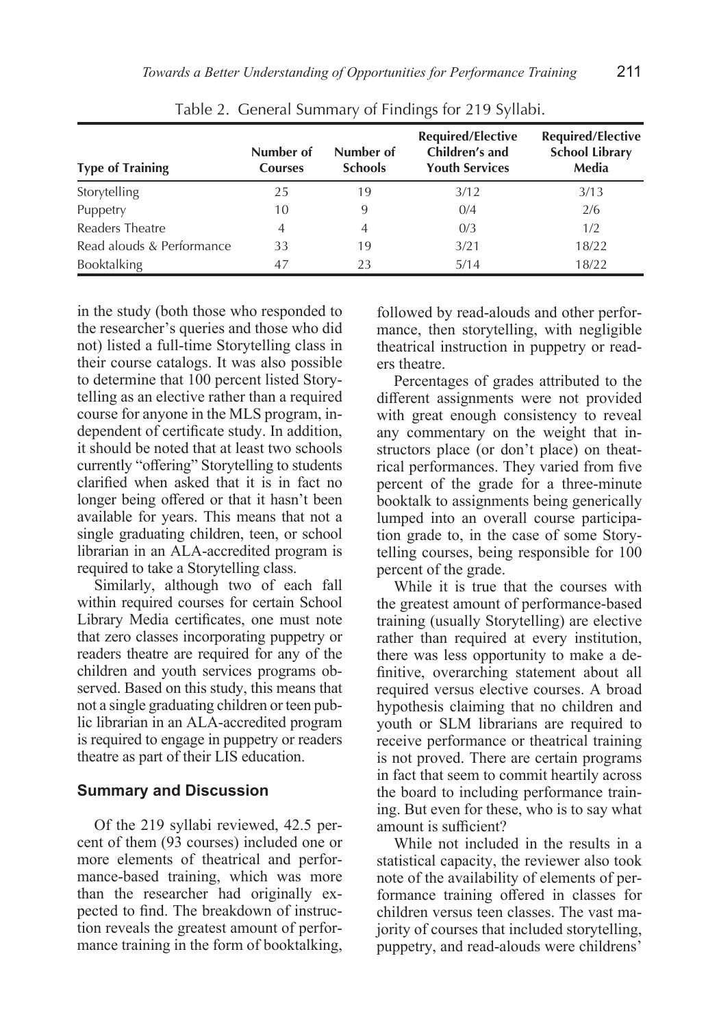Table 2. General Summary of Findings for 219 Syllabi.

| Type of Training | Number of Courses | Number of Schools | Required/Elective Children's and Youth Services | Required/Elective School Library Media |
|---|---|---|---|---|
| Storytelling | 25 | 19 | 3/12 | 3/13 |
| Puppetry | 10 | 9 | 0/4 | 2/6 |
| Readers Theatre | 4 | 4 | 0/3 | 1/2 |
| Read alouds & Performance | 33 | 19 | 3/21 | 18/22 |
| Booktalking | 47 | 23 | 5/14 | 18/22 |

in the study (both those who responded to the researcher's queries and those who did not) listed a full-time Storytelling class in their course catalogs. It was also possible to determine that 100 percent listed Storytelling as an elective rather than a required course for anyone in the MLS program, independent of certificate study. In addition, it should be noted that at least two schools currently "offering" Storytelling to students clarified when asked that it is in fact no longer being offered or that it hasn't been available for years. This means that not a single graduating children, teen, or school librarian in an ALA-accredited program is required to take a Storytelling class.

Similarly, although two of each fall within required courses for certain School Library Media certificates, one must note that zero classes incorporating puppetry or readers theatre are required for any of the children and youth services programs observed. Based on this study, this means that not a single graduating children or teen public librarian in an ALA-accredited program is required to engage in puppetry or readers theatre as part of their LIS education.

## Summary and Discussion

Of the 219 syllabi reviewed, 42.5 percent of them (93 courses) included one or more elements of theatrical and performance-based training, which was more than the researcher had originally expected to find. The breakdown of instruction reveals the greatest amount of performance training in the form of booktalking, followed by read-alouds and other performance, then storytelling, with negligible theatrical instruction in puppetry or readers theatre.

Percentages of grades attributed to the different assignments were not provided with great enough consistency to reveal any commentary on the weight that instructors place (or don't place) on theatrical performances. They varied from five percent of the grade for a three-minute booktalk to assignments being generically lumped into an overall course participation grade to, in the case of some Storytelling courses, being responsible for 100 percent of the grade.

While it is true that the courses with the greatest amount of performance-based training (usually Storytelling) are elective rather than required at every institution, there was less opportunity to make a definitive, overarching statement about all required versus elective courses. A broad hypothesis claiming that no children and youth or SLM librarians are required to receive performance or theatrical training is not proved. There are certain programs in fact that seem to commit heartily across the board to including performance training. But even for these, who is to say what amount is sufficient?

While not included in the results in a statistical capacity, the reviewer also took note of the availability of elements of performance training offered in classes for children versus teen classes. The vast majority of courses that included storytelling, puppetry, and read-alouds were childrens'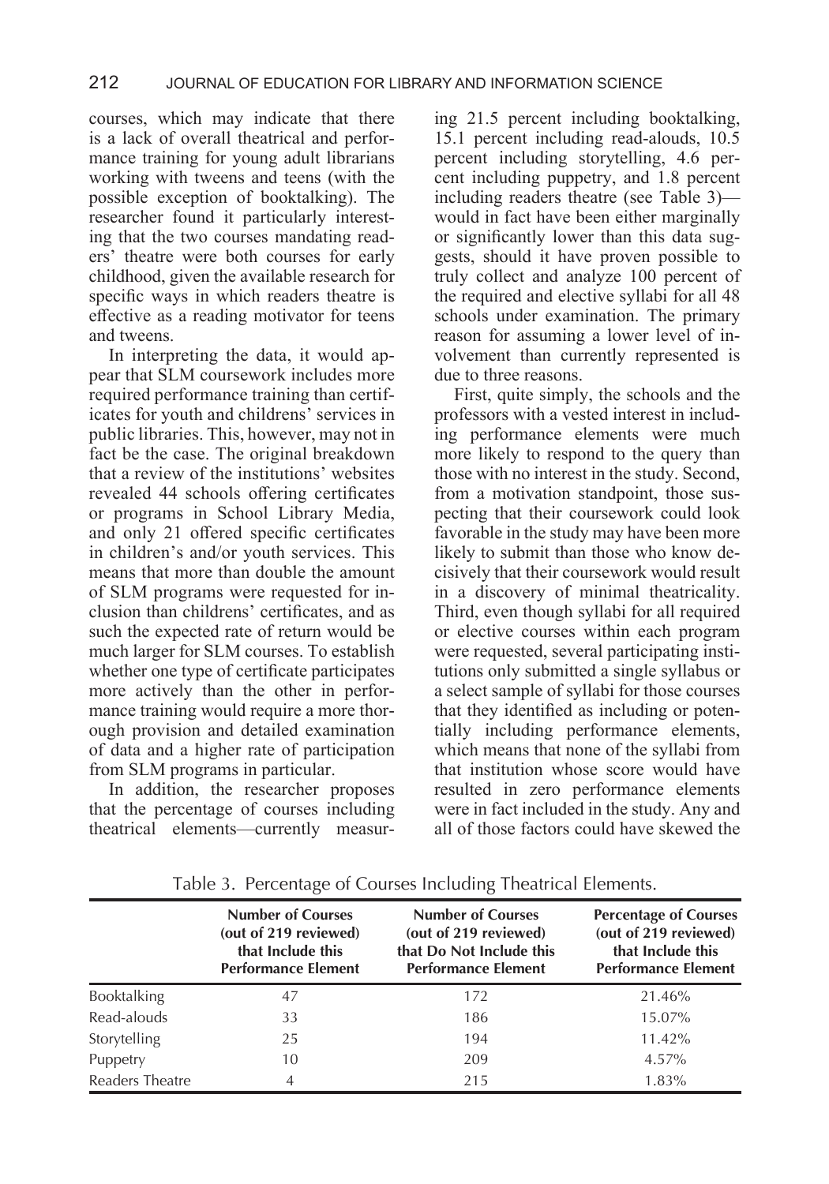courses, which may indicate that there is a lack of overall theatrical and performance training for young adult librarians working with tweens and teens (with the possible exception of booktalking). The researcher found it particularly interesting that the two courses mandating readers' theatre were both courses for early childhood, given the available research for specific ways in which readers theatre is effective as a reading motivator for teens and tweens.

In interpreting the data, it would appear that SLM coursework includes more required performance training than certificates for youth and childrens' services in public libraries. This, however, may not in fact be the case. The original breakdown that a review of the institutions' websites revealed 44 schools offering certificates or programs in School Library Media, and only 21 offered specific certificates in children's and/or youth services. This means that more than double the amount of SLM programs were requested for inclusion than childrens' certificates, and as such the expected rate of return would be much larger for SLM courses. To establish whether one type of certificate participates more actively than the other in performance training would require a more thorough provision and detailed examination of data and a higher rate of participation from SLM programs in particular.

In addition, the researcher proposes that the percentage of courses including theatrical elements—currently measuring 21.5 percent including booktalking, 15.1 percent including read-alouds, 10.5 percent including storytelling, 4.6 percent including puppetry, and 1.8 percent including readers theatre (see Table 3)—would in fact have been either marginally or significantly lower than this data suggests, should it have proven possible to truly collect and analyze 100 percent of the required and elective syllabi for all 48 schools under examination. The primary reason for assuming a lower level of involvement than currently represented is due to three reasons.

First, quite simply, the schools and the professors with a vested interest in including performance elements were much more likely to respond to the query than those with no interest in the study. Second, from a motivation standpoint, those suspecting that their coursework could look favorable in the study may have been more likely to submit than those who know decisively that their coursework would result in a discovery of minimal theatricality. Third, even though syllabi for all required or elective courses within each program were requested, several participating institutions only submitted a single syllabus or a select sample of syllabi for those courses that they identified as including or potentially including performance elements, which means that none of the syllabi from that institution whose score would have resulted in zero performance elements were in fact included in the study. Any and all of those factors could have skewed the

Table 3. Percentage of Courses Including Theatrical Elements.

| | Number of Courses (out of 219 reviewed) that Include this Performance Element | Number of Courses (out of 219 reviewed) that Do Not Include this Performance Element | Percentage of Courses (out of 219 reviewed) that Include this Performance Element |
|---|---|---|---|
| Booktalking | 47 | 172 | 21.46% |
| Read-alouds | 33 | 186 | 15.07% |
| Storytelling | 25 | 194 | 11.42% |
| Puppetry | 10 | 209 | 4.57% |
| Readers Theatre | 4 | 215 | 1.83% |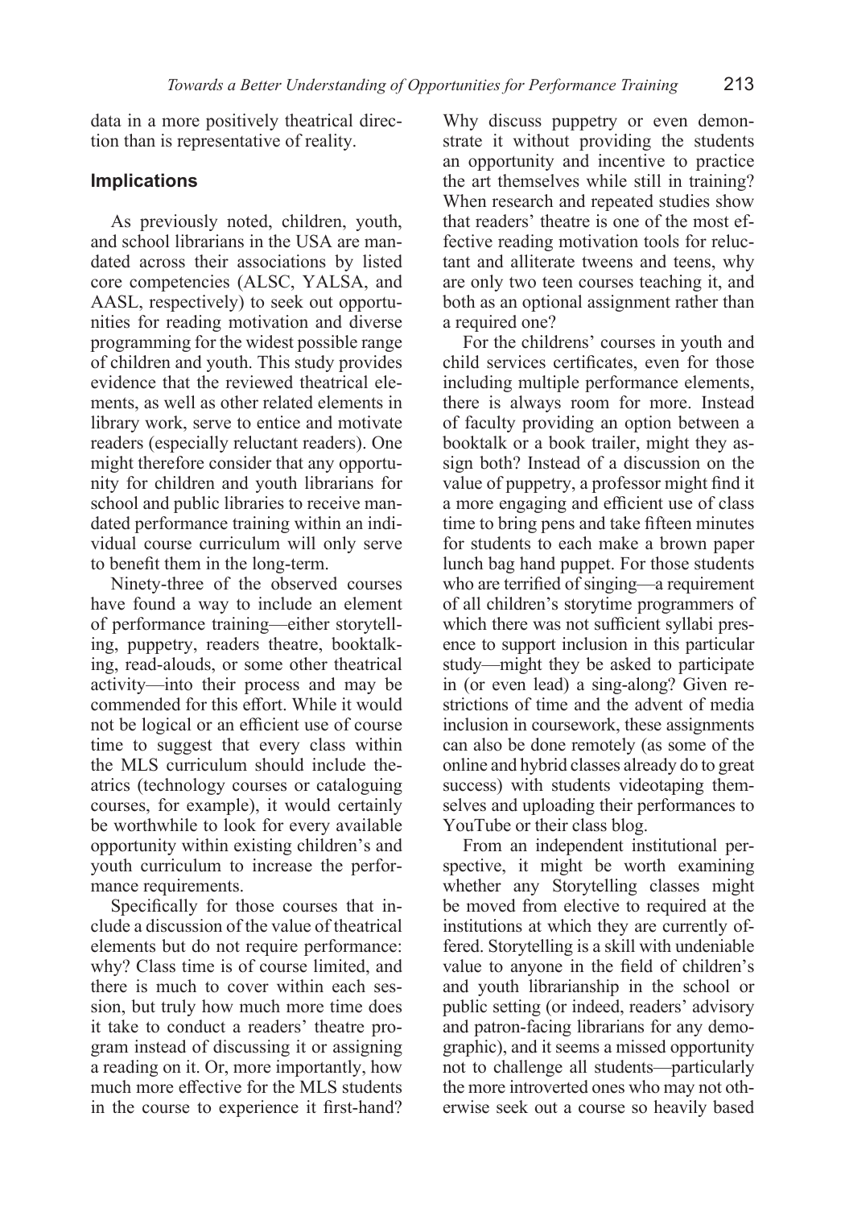data in a more positively theatrical direction than is representative of reality.

## Implications

As previously noted, children, youth, and school librarians in the USA are mandated across their associations by listed core competencies (ALSC, YALSA, and AASL, respectively) to seek out opportunities for reading motivation and diverse programming for the widest possible range of children and youth. This study provides evidence that the reviewed theatrical elements, as well as other related elements in library work, serve to entice and motivate readers (especially reluctant readers). One might therefore consider that any opportunity for children and youth librarians for school and public libraries to receive mandated performance training within an individual course curriculum will only serve to benefit them in the long-term.

Ninety-three of the observed courses have found a way to include an element of performance training—either storytelling, puppetry, readers theatre, booktalking, read-alouds, or some other theatrical activity—into their process and may be commended for this effort. While it would not be logical or an efficient use of course time to suggest that every class within the MLS curriculum should include theatrics (technology courses or cataloguing courses, for example), it would certainly be worthwhile to look for every available opportunity within existing children's and youth curriculum to increase the performance requirements.

Specifically for those courses that include a discussion of the value of theatrical elements but do not require performance: why? Class time is of course limited, and there is much to cover within each session, but truly how much more time does it take to conduct a readers' theatre program instead of discussing it or assigning a reading on it. Or, more importantly, how much more effective for the MLS students in the course to experience it first-hand? Why discuss puppetry or even demonstrate it without providing the students an opportunity and incentive to practice the art themselves while still in training? When research and repeated studies show that readers' theatre is one of the most effective reading motivation tools for reluctant and alliterate tweens and teens, why are only two teen courses teaching it, and both as an optional assignment rather than a required one?

For the childrens' courses in youth and child services certificates, even for those including multiple performance elements, there is always room for more. Instead of faculty providing an option between a booktalk or a book trailer, might they assign both? Instead of a discussion on the value of puppetry, a professor might find it a more engaging and efficient use of class time to bring pens and take fifteen minutes for students to each make a brown paper lunch bag hand puppet. For those students who are terrified of singing—a requirement of all children's storytime programmers of which there was not sufficient syllabi presence to support inclusion in this particular study—might they be asked to participate in (or even lead) a sing-along? Given restrictions of time and the advent of media inclusion in coursework, these assignments can also be done remotely (as some of the online and hybrid classes already do to great success) with students videotaping themselves and uploading their performances to YouTube or their class blog.

From an independent institutional perspective, it might be worth examining whether any Storytelling classes might be moved from elective to required at the institutions at which they are currently offered. Storytelling is a skill with undeniable value to anyone in the field of children's and youth librarianship in the school or public setting (or indeed, readers' advisory and patron-facing librarians for any demographic), and it seems a missed opportunity not to challenge all students—particularly the more introverted ones who may not otherwise seek out a course so heavily based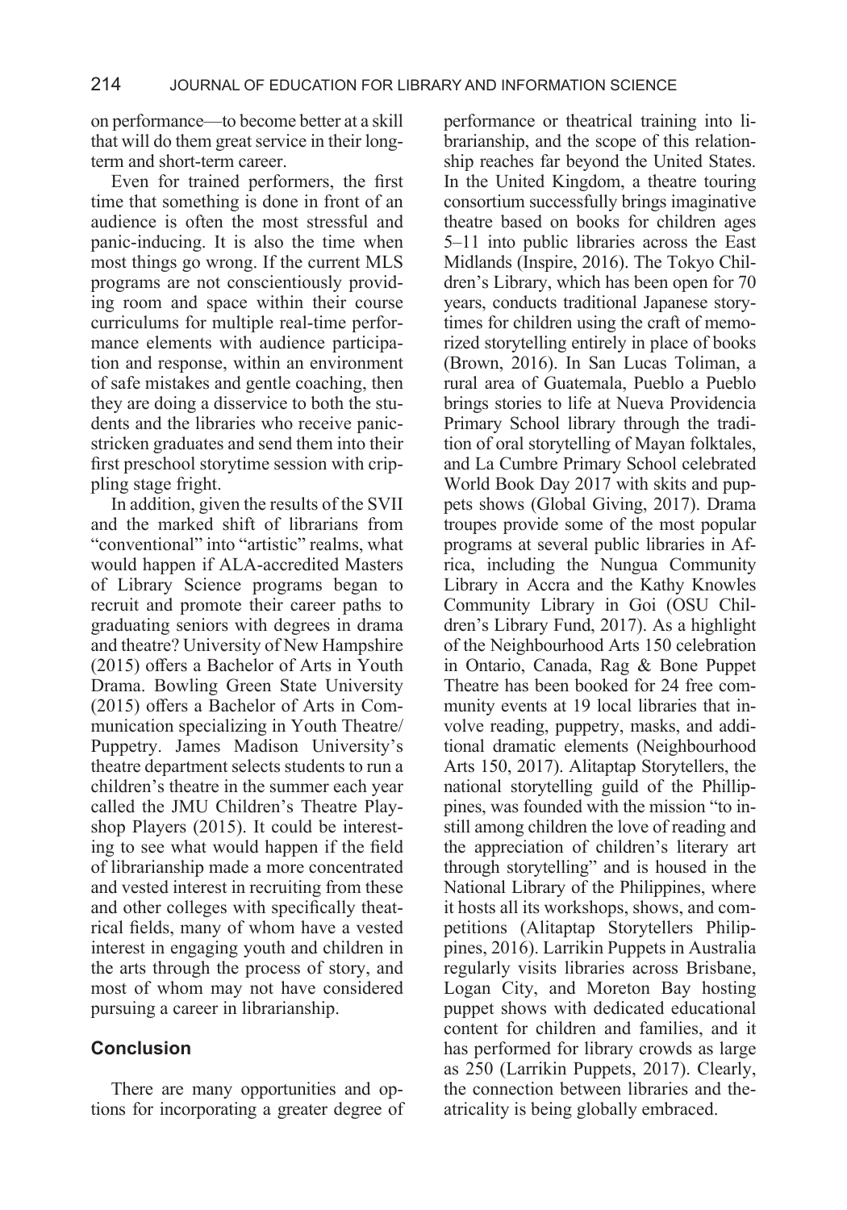on performance—to become better at a skill that will do them great service in their long-term and short-term career.

Even for trained performers, the first time that something is done in front of an audience is often the most stressful and panic-inducing. It is also the time when most things go wrong. If the current MLS programs are not conscientiously providing room and space within their course curriculums for multiple real-time performance elements with audience participation and response, within an environment of safe mistakes and gentle coaching, then they are doing a disservice to both the students and the libraries who receive panic-stricken graduates and send them into their first preschool storytime session with crippling stage fright.

In addition, given the results of the SVII and the marked shift of librarians from "conventional" into "artistic" realms, what would happen if ALA-accredited Masters of Library Science programs began to recruit and promote their career paths to graduating seniors with degrees in drama and theatre? University of New Hampshire (2015) offers a Bachelor of Arts in Youth Drama. Bowling Green State University (2015) offers a Bachelor of Arts in Communication specializing in Youth Theatre/Puppetry. James Madison University's theatre department selects students to run a children's theatre in the summer each year called the JMU Children's Theatre Playshop Players (2015). It could be interesting to see what would happen if the field of librarianship made a more concentrated and vested interest in recruiting from these and other colleges with specifically theatrical fields, many of whom have a vested interest in engaging youth and children in the arts through the process of story, and most of whom may not have considered pursuing a career in librarianship.

## Conclusion

There are many opportunities and options for incorporating a greater degree of performance or theatrical training into librarianship, and the scope of this relationship reaches far beyond the United States. In the United Kingdom, a theatre touring consortium successfully brings imaginative theatre based on books for children ages 5–11 into public libraries across the East Midlands (Inspire, 2016). The Tokyo Children's Library, which has been open for 70 years, conducts traditional Japanese storytimes for children using the craft of memorized storytelling entirely in place of books (Brown, 2016). In San Lucas Toliman, a rural area of Guatemala, Pueblo a Pueblo brings stories to life at Nueva Providencia Primary School library through the tradition of oral storytelling of Mayan folktales, and La Cumbre Primary School celebrated World Book Day 2017 with skits and puppets shows (Global Giving, 2017). Drama troupes provide some of the most popular programs at several public libraries in Africa, including the Nungua Community Library in Accra and the Kathy Knowles Community Library in Goi (OSU Children's Library Fund, 2017). As a highlight of the Neighbourhood Arts 150 celebration in Ontario, Canada, Rag & Bone Puppet Theatre has been booked for 24 free community events at 19 local libraries that involve reading, puppetry, masks, and additional dramatic elements (Neighbourhood Arts 150, 2017). Alitaptap Storytellers, the national storytelling guild of the Phillippines, was founded with the mission "to instill among children the love of reading and the appreciation of children's literary art through storytelling" and is housed in the National Library of the Philippines, where it hosts all its workshops, shows, and competitions (Alitaptap Storytellers Philippines, 2016). Larrikin Puppets in Australia regularly visits libraries across Brisbane, Logan City, and Moreton Bay hosting puppet shows with dedicated educational content for children and families, and it has performed for library crowds as large as 250 (Larrikin Puppets, 2017). Clearly, the connection between libraries and theatricality is being globally embraced.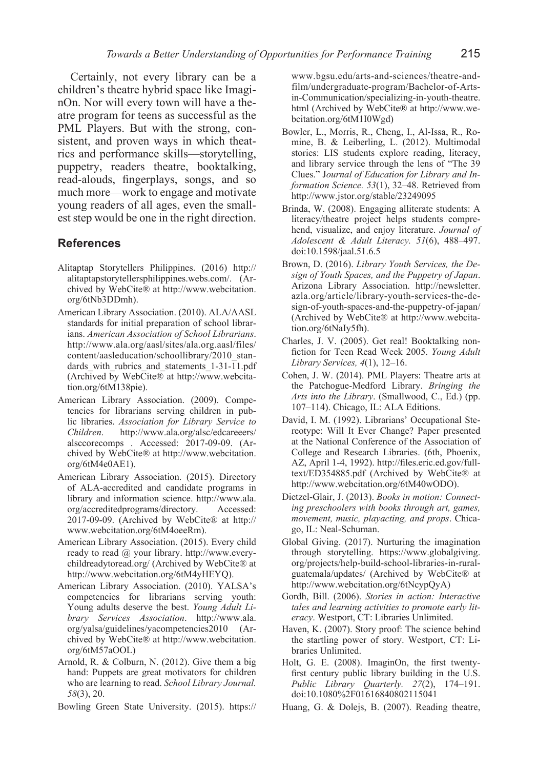Certainly, not every library can be a children's theatre hybrid space like ImaginOn. Nor will every town will have a theatre program for teens as successful as the PML Players. But with the strong, consistent, and proven ways in which theatrics and performance skills—storytelling, puppetry, readers theatre, booktalking, read-alouds, fingerplays, songs, and so much more—work to engage and motivate young readers of all ages, even the smallest step would be one in the right direction.

## References

Alitaptap Storytellers Philippines. (2016) http://alitaptapstorytellersphilippines.webs.com/. (Archived by WebCite® at http://www.webcitation.org/6tNb3DDmh).

American Library Association. (2010). ALA/AASL standards for initial preparation of school librarians. *American Association of School Librarians*. http://www.ala.org/aasl/sites/ala.org.aasl/files/content/aasleducation/schoollibrary/2010_standards_with_rubrics_and_statements_1-31-11.pdf (Archived by WebCite® at http://www.webcitation.org/6tM138pie).

American Library Association. (2009). Competencies for librarians serving children in public libraries. *Association for Library Service to Children*. http://www.ala.org/alsc/edcareeers/alsccorecomps . Accessed: 2017-09-09. (Archived by WebCite® at http://www.webcitation.org/6tM4e0AE1).

American Library Association. (2015). Directory of ALA-accredited and candidate programs in library and information science. http://www.ala.org/accreditedprograms/directory. Accessed: 2017-09-09. (Archived by WebCite® at http://www.webcitation.org/6tM4oeeRm).

American Library Association. (2015). Every child ready to read @ your library. http://www.everychildreadytoread.org/ (Archived by WebCite® at http://www.webcitation.org/6tM4yHEYQ).

American Library Association. (2010). YALSA's competencies for librarians serving youth: Young adults deserve the best. *Young Adult Library Services Association*. http://www.ala.org/yalsa/guidelines/yacompetencies2010 (Archived by WebCite® at http://www.webcitation.org/6tM57aOOL)

Arnold, R. & Colburn, N. (2012). Give them a big hand: Puppets are great motivators for children who are learning to read. *School Library Journal. 58*(3), 20.

Bowling Green State University. (2015). https://www.bgsu.edu/arts-and-sciences/theatre-and-film/undergraduate-program/Bachelor-of-Arts-in-Communication/specializing-in-youth-theatre.html (Archived by WebCite® at http://www.webcitation.org/6tM1I0Wgd)

Bowler, L., Morris, R., Cheng, I., Al-Issa, R., Romine, B. & Leiberling, L. (2012). Multimodal stories: LIS students explore reading, literacy, and library service through the lens of "The 39 Clues." J*ournal of Education for Library and Information Science. 53*(1), 32–48. Retrieved from http://www.jstor.org/stable/23249095

Brinda, W. (2008). Engaging alliterate students: A literacy/theatre project helps students comprehend, visualize, and enjoy literature. *Journal of Adolescent & Adult Literacy. 51*(6), 488–497. doi:10.1598/jaal.51.6.5

Brown, D. (2016). *Library Youth Services, the Design of Youth Spaces, and the Puppetry of Japan*. Arizona Library Association. http://newsletter.azla.org/article/library-youth-services-the-design-of-youth-spaces-and-the-puppetry-of-japan/ (Archived by WebCite® at http://www.webcitation.org/6tNaIy5fh).

Charles, J. V. (2005). Get real! Booktalking nonfiction for Teen Read Week 2005. *Young Adult Library Services, 4*(1), 12–16.

Cohen, J. W. (2014). PML Players: Theatre arts at the Patchogue-Medford Library. *Bringing the Arts into the Library*. (Smallwood, C., Ed.) (pp. 107–114). Chicago, IL: ALA Editions.

David, I. M. (1992). Librarians' Occupational Stereotype: Will It Ever Change? Paper presented at the National Conference of the Association of College and Research Libraries. (6th, Phoenix, AZ, April 1-4, 1992). http://files.eric.ed.gov/fulltext/ED354885.pdf (Archived by WebCite® at http://www.webcitation.org/6tM40wODO).

Dietzel-Glair, J. (2013). *Books in motion: Connecting preschoolers with books through art, games, movement, music, playacting, and props*. Chicago, IL: Neal-Schuman.

Global Giving. (2017). Nurturing the imagination through storytelling. https://www.globalgiving.org/projects/help-build-school-libraries-in-rural-guatemala/updates/ (Archived by WebCite® at http://www.webcitation.org/6tNcypQyA)

Gordh, Bill. (2006). *Stories in action: Interactive tales and learning activities to promote early literacy*. Westport, CT: Libraries Unlimited.

Haven, K. (2007). Story proof: The science behind the startling power of story. Westport, CT: Libraries Unlimited.

Holt, G. E. (2008). ImaginOn, the first twenty-first century public library building in the U.S. *Public Library Quarterly. 27*(2), 174–191. doi:10.1080%2F01616840802115041

Huang, G. & Dolejs, B. (2007). Reading theatre,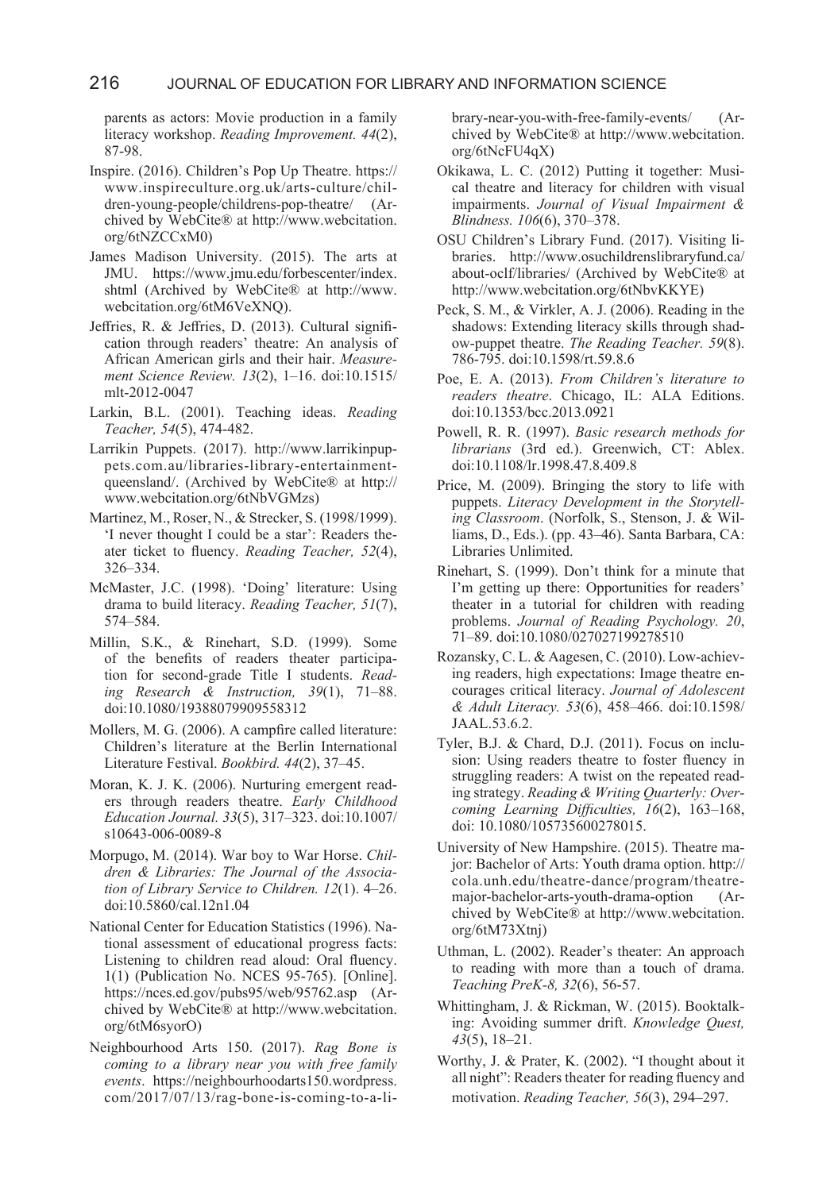parents as actors: Movie production in a family literacy workshop. *Reading Improvement. 44*(2), 87-98.

Inspire. (2016). Children's Pop Up Theatre. https://www.inspireculture.org.uk/arts-culture/children-young-people/childrens-pop-theatre/ (Archived by WebCite® at http://www.webcitation.org/6tNZCCxM0)

James Madison University. (2015). The arts at JMU. https://www.jmu.edu/forbescenter/index.shtml (Archived by WebCite® at http://www.webcitation.org/6tM6VeXNQ).

Jeffries, R. & Jeffries, D. (2013). Cultural signification through readers' theatre: An analysis of African American girls and their hair. *Measurement Science Review. 13*(2), 1–16. doi:10.1515/mlt-2012-0047

Larkin, B.L. (2001). Teaching ideas. *Reading Teacher, 54*(5), 474-482.

Larrikin Puppets. (2017). http://www.larrikinpuppets.com.au/libraries-library-entertainment-queensland/. (Archived by WebCite® at http://www.webcitation.org/6tNbVGMzs)

Martinez, M., Roser, N., & Strecker, S. (1998/1999). 'I never thought I could be a star': Readers theater ticket to fluency. *Reading Teacher, 52*(4), 326–334.

McMaster, J.C. (1998). 'Doing' literature: Using drama to build literacy. *Reading Teacher, 51*(7), 574–584.

Millin, S.K., & Rinehart, S.D. (1999). Some of the benefits of readers theater participation for second-grade Title I students. *Reading Research & Instruction, 39*(1), 71–88. doi:10.1080/19388079909558312

Mollers, M. G. (2006). A campfire called literature: Children's literature at the Berlin International Literature Festival. *Bookbird. 44*(2), 37–45.

Moran, K. J. K. (2006). Nurturing emergent readers through readers theatre. *Early Childhood Education Journal. 33*(5), 317–323. doi:10.1007/s10643-006-0089-8

Morpugo, M. (2014). War boy to War Horse. *Children & Libraries: The Journal of the Association of Library Service to Children. 12*(1). 4–26. doi:10.5860/cal.12n1.04

National Center for Education Statistics (1996). National assessment of educational progress facts: Listening to children read aloud: Oral fluency. 1(1) (Publication No. NCES 95-765). [Online]. https://nces.ed.gov/pubs95/web/95762.asp (Archived by WebCite® at http://www.webcitation.org/6tM6syorO)

Neighbourhood Arts 150. (2017). *Rag Bone is coming to a library near you with free family events*. https://neighbourhoodarts150.wordpress.com/2017/07/13/rag-bone-is-coming-to-a-library-near-you-with-free-family-events/ (Archived by WebCite® at http://www.webcitation.org/6tNcFU4qX)

Okikawa, L. C. (2012) Putting it together: Musical theatre and literacy for children with visual impairments. *Journal of Visual Impairment & Blindness. 106*(6), 370–378.

OSU Children's Library Fund. (2017). Visiting libraries. http://www.osuchildrenslibraryfund.ca/about-oclf/libraries/ (Archived by WebCite® at http://www.webcitation.org/6tNbvKKYE)

Peck, S. M., & Virkler, A. J. (2006). Reading in the shadows: Extending literacy skills through shadow-puppet theatre. *The Reading Teacher. 59*(8). 786-795. doi:10.1598/rt.59.8.6

Poe, E. A. (2013). *From Children's literature to readers theatre*. Chicago, IL: ALA Editions. doi:10.1353/bcc.2013.0921

Powell, R. R. (1997). *Basic research methods for librarians* (3rd ed.). Greenwich, CT: Ablex. doi:10.1108/lr.1998.47.8.409.8

Price, M. (2009). Bringing the story to life with puppets. *Literacy Development in the Storytelling Classroom*. (Norfolk, S., Stenson, J. & Williams, D., Eds.). (pp. 43–46). Santa Barbara, CA: Libraries Unlimited.

Rinehart, S. (1999). Don't think for a minute that I'm getting up there: Opportunities for readers' theater in a tutorial for children with reading problems. *Journal of Reading Psychology. 20*, 71–89. doi:10.1080/027027199278510

Rozansky, C. L. & Aagesen, C. (2010). Low-achieving readers, high expectations: Image theatre encourages critical literacy. *Journal of Adolescent & Adult Literacy. 53*(6), 458–466. doi:10.1598/JAAL.53.6.2.

Tyler, B.J. & Chard, D.J. (2011). Focus on inclusion: Using readers theatre to foster fluency in struggling readers: A twist on the repeated reading strategy. *Reading & Writing Quarterly: Overcoming Learning Difficulties, 16*(2), 163–168, doi: 10.1080/105735600278015.

University of New Hampshire. (2015). Theatre major: Bachelor of Arts: Youth drama option. http://cola.unh.edu/theatre-dance/program/theatre-major-bachelor-arts-youth-drama-option (Archived by WebCite® at http://www.webcitation.org/6tM73Xtnj)

Uthman, L. (2002). Reader's theater: An approach to reading with more than a touch of drama. *Teaching PreK-8, 32*(6), 56-57.

Whittingham, J. & Rickman, W. (2015). Booktalking: Avoiding summer drift. *Knowledge Quest, 43*(5), 18–21.

Worthy, J. & Prater, K. (2002). "I thought about it all night": Readers theater for reading fluency and motivation. *Reading Teacher, 56*(3), 294–297.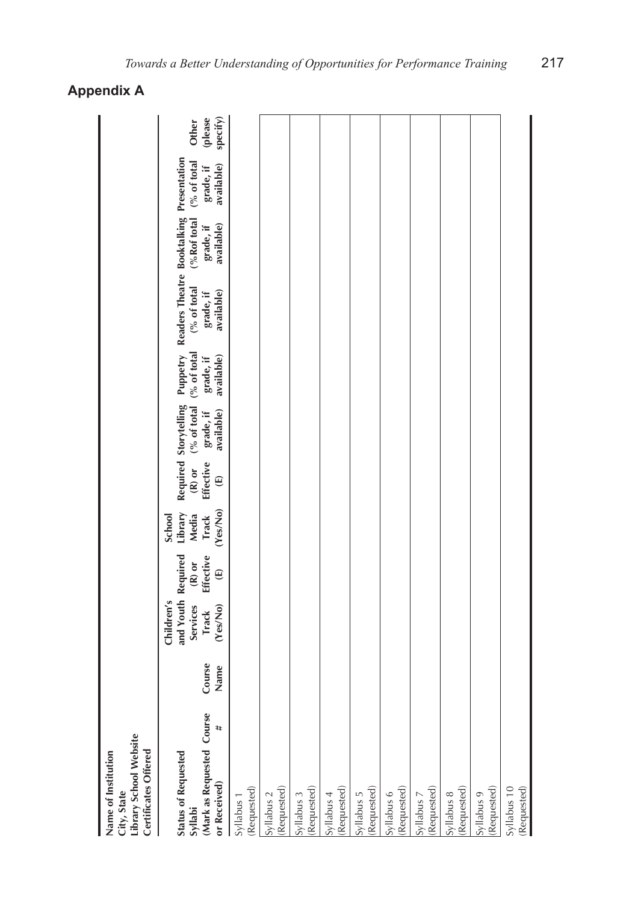## Appendix A

**Name of Institution**
**City, State**
**Library School Website**
**Certificates Offered**

| Status of Requested Syllabi (Mark as Requested or Received) | Course # | Course Name | Children's and Youth Services Track (Yes/No) | Required (R) or Effective (E) | School Library Media Track (Yes/No) | Required (R) or Effective (E) | Storytelling (% of total grade, if available) | Puppetry (% of total grade, if available) | Readers Theatre (% of total grade, if available) | Booktalking (%Rof total grade, if available) | Presentation (% of total grade, if available) | Other (please specify) |
|---|---|---|---|---|---|---|---|---|---|---|---|---|
| Syllabus 1 (Requested) | | | | | | | | | | | | |
| Syllabus 2 (Requested) | | | | | | | | | | | | |
| Syllabus 3 (Requested) | | | | | | | | | | | | |
| Syllabus 4 (Requested) | | | | | | | | | | | | |
| Syllabus 5 (Requested) | | | | | | | | | | | | |
| Syllabus 6 (Requested) | | | | | | | | | | | | |
| Syllabus 7 (Requested) | | | | | | | | | | | | |
| Syllabus 8 (Requested) | | | | | | | | | | | | |
| Syllabus 9 (Requested) | | | | | | | | | | | | |
| Syllabus 10 (Requested) | | | | | | | | | | | | |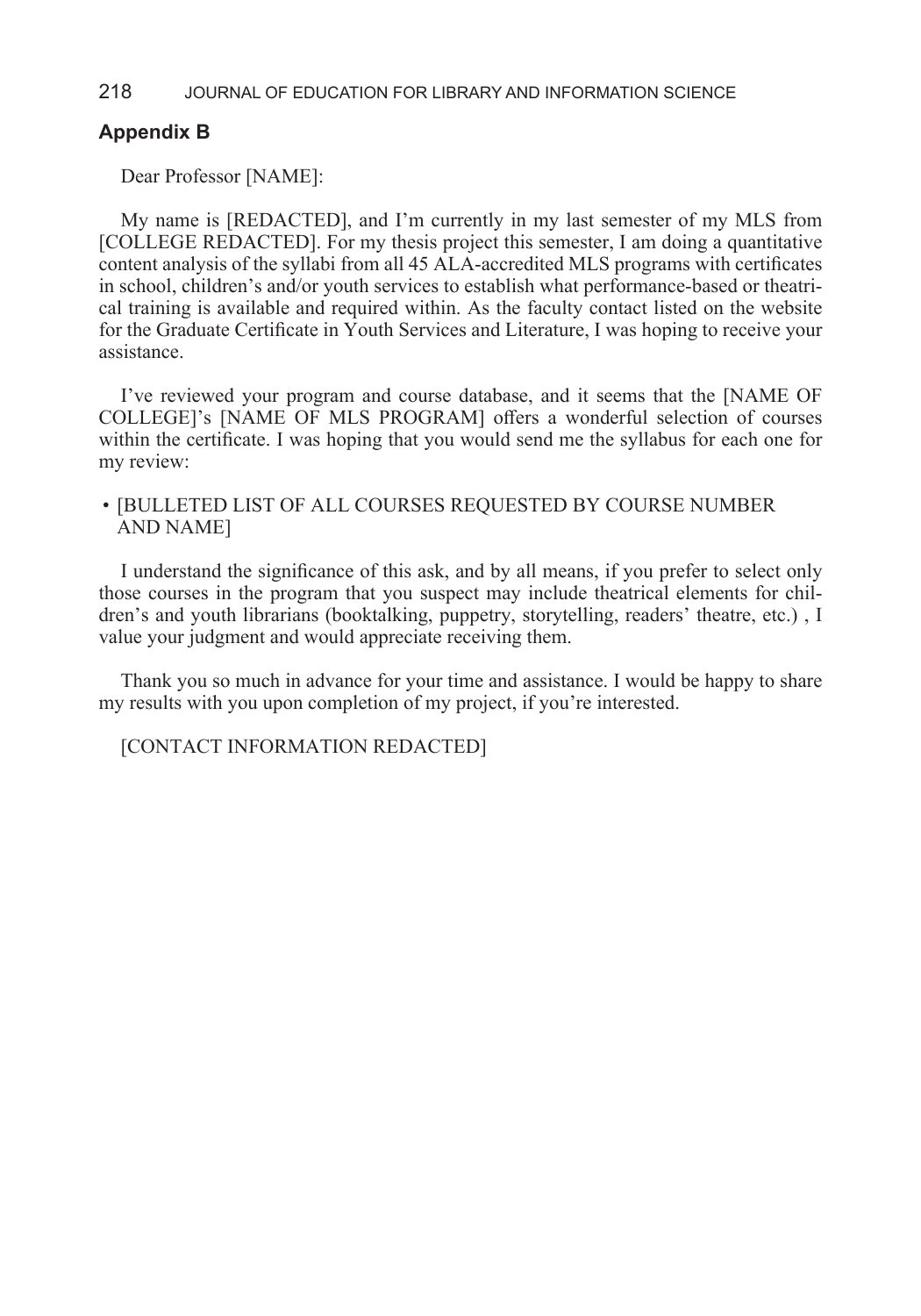## Appendix B

Dear Professor [NAME]:

My name is [REDACTED], and I'm currently in my last semester of my MLS from [COLLEGE REDACTED]. For my thesis project this semester, I am doing a quantitative content analysis of the syllabi from all 45 ALA-accredited MLS programs with certificates in school, children's and/or youth services to establish what performance-based or theatrical training is available and required within. As the faculty contact listed on the website for the Graduate Certificate in Youth Services and Literature, I was hoping to receive your assistance.

I've reviewed your program and course database, and it seems that the [NAME OF COLLEGE]'s [NAME OF MLS PROGRAM] offers a wonderful selection of courses within the certificate. I was hoping that you would send me the syllabus for each one for my review:

- [BULLETED LIST OF ALL COURSES REQUESTED BY COURSE NUMBER AND NAME]

I understand the significance of this ask, and by all means, if you prefer to select only those courses in the program that you suspect may include theatrical elements for children's and youth librarians (booktalking, puppetry, storytelling, readers' theatre, etc.) , I value your judgment and would appreciate receiving them.

Thank you so much in advance for your time and assistance. I would be happy to share my results with you upon completion of my project, if you're interested.

[CONTACT INFORMATION REDACTED]